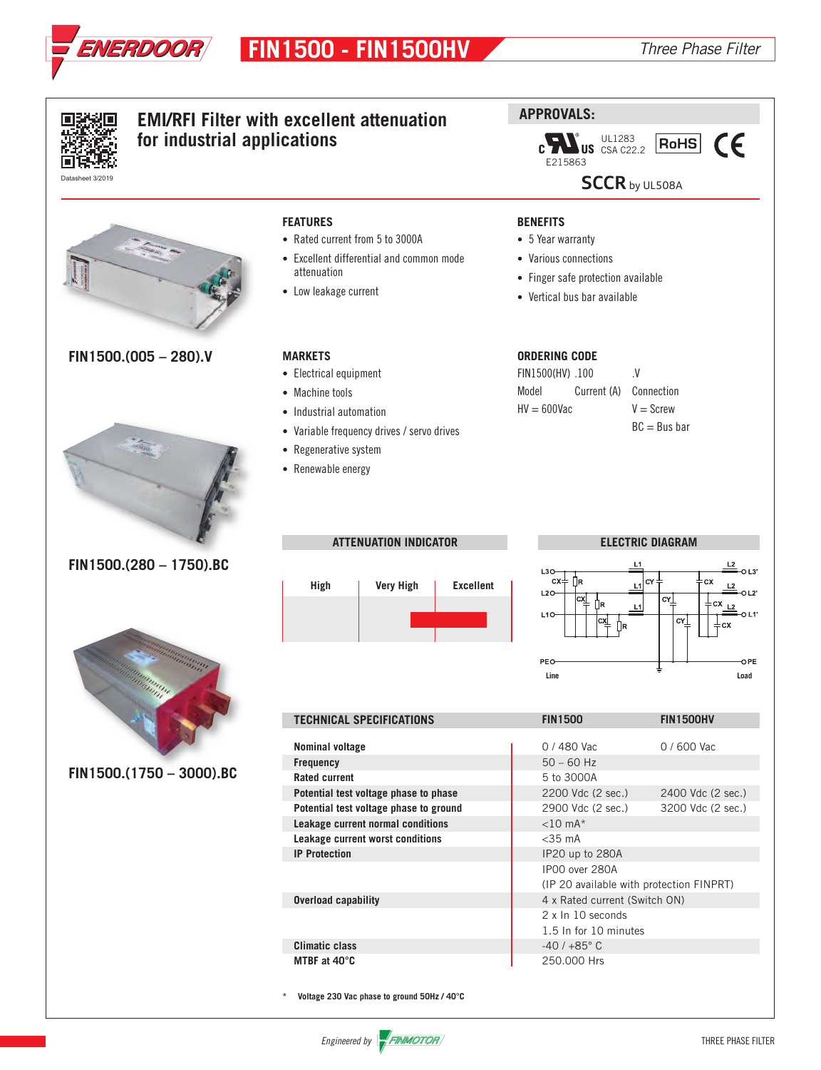# FIN1500 - FIN1500HV

*Three Phase Filter*

Datasheet 3/2019

## EMI/RFI Filter with excellent attenuation for industrial applications

### APPROVALS:

UL1283
CSA C22.2
E215863
RoHS
CE

SCCR by UL508A

FIN1500.(005 – 280).V

FIN1500.(280 – 1750).BC

FIN1500.(1750 – 3000).BC

### FEATURES

- Rated current from 5 to 3000A
- Excellent differential and common mode attenuation
- Low leakage current

### BENEFITS

- 5 Year warranty
- Various connections
- Finger safe protection available
- Vertical bus bar available

### MARKETS

- Electrical equipment
- Machine tools
- Industrial automation
- Variable frequency drives / servo drives
- Regenerative system
- Renewable energy

### ORDERING CODE

| FIN1500(HV) | .100 | .V |
|---|---|---|
| Model | Current (A) | Connection |
| HV = 600Vac | | V = Screw |
| | | BC = Bus bar |

### ATTENUATION INDICATOR

| High | Very High | Excellent |
|---|---|---|

### ELECTRIC DIAGRAM

### TECHNICAL SPECIFICATIONS

| TECHNICAL SPECIFICATIONS | FIN1500 | FIN1500HV |
|---|---|---|
| Nominal voltage | 0 / 480 Vac | 0 / 600 Vac |
| Frequency | 50 – 60 Hz | |
| Rated current | 5 to 3000A | |
| Potential test voltage phase to phase | 2200 Vdc (2 sec.) | 2400 Vdc (2 sec.) |
| Potential test voltage phase to ground | 2900 Vdc (2 sec.) | 3200 Vdc (2 sec.) |
| Leakage current normal conditions | <10 mA* | |
| Leakage current worst conditions | <35 mA | |
| IP Protection | IP20 up to 280A<br>IP00 over 280A<br>(IP 20 available with protection FINPRT) | |
| Overload capability | 4 x Rated current (Switch ON)<br>2 x In 10 seconds<br>1.5 In for 10 minutes | |
| Climatic class | -40 / +85° C | |
| MTBF at 40°C | 250.000 Hrs | |

\* Voltage 230 Vac phase to ground 50Hz / 40°C

*Engineered by* FINMOTOR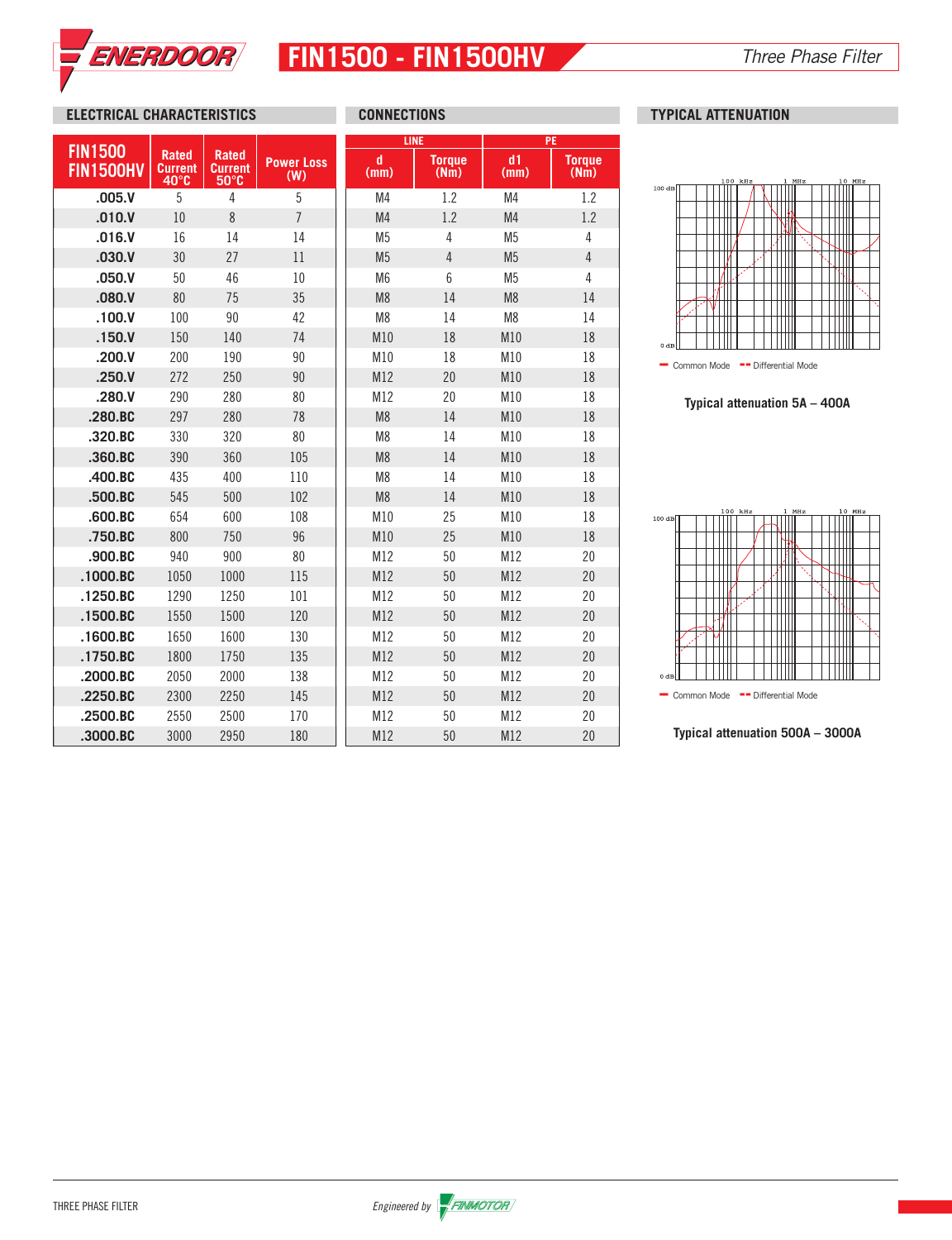# FIN1500 - FIN1500HV

*Three Phase Filter*

## ELECTRICAL CHARACTERISTICS / CONNECTIONS

| FIN1500 FIN1500HV | Rated Current 40°C | Rated Current 50°C | Power Loss (W) | LINE d (mm) | LINE Torque (Nm) | PE d1 (mm) | PE Torque (Nm) |
|---|---|---|---|---|---|---|---|
| .005.V | 5 | 4 | 5 | M4 | 1.2 | M4 | 1.2 |
| .010.V | 10 | 8 | 7 | M4 | 1.2 | M4 | 1.2 |
| .016.V | 16 | 14 | 14 | M5 | 4 | M5 | 4 |
| .030.V | 30 | 27 | 11 | M5 | 4 | M5 | 4 |
| .050.V | 50 | 46 | 10 | M6 | 6 | M5 | 4 |
| .080.V | 80 | 75 | 35 | M8 | 14 | M8 | 14 |
| .100.V | 100 | 90 | 42 | M8 | 14 | M8 | 14 |
| .150.V | 150 | 140 | 74 | M10 | 18 | M10 | 18 |
| .200.V | 200 | 190 | 90 | M10 | 18 | M10 | 18 |
| .250.V | 272 | 250 | 90 | M12 | 20 | M10 | 18 |
| .280.V | 290 | 280 | 80 | M12 | 20 | M10 | 18 |
| .280.BC | 297 | 280 | 78 | M8 | 14 | M10 | 18 |
| .320.BC | 330 | 320 | 80 | M8 | 14 | M10 | 18 |
| .360.BC | 390 | 360 | 105 | M8 | 14 | M10 | 18 |
| .400.BC | 435 | 400 | 110 | M8 | 14 | M10 | 18 |
| .500.BC | 545 | 500 | 102 | M8 | 14 | M10 | 18 |
| .600.BC | 654 | 600 | 108 | M10 | 25 | M10 | 18 |
| .750.BC | 800 | 750 | 96 | M10 | 25 | M10 | 18 |
| .900.BC | 940 | 900 | 80 | M12 | 50 | M12 | 20 |
| .1000.BC | 1050 | 1000 | 115 | M12 | 50 | M12 | 20 |
| .1250.BC | 1290 | 1250 | 101 | M12 | 50 | M12 | 20 |
| .1500.BC | 1550 | 1500 | 120 | M12 | 50 | M12 | 20 |
| .1600.BC | 1650 | 1600 | 130 | M12 | 50 | M12 | 20 |
| .1750.BC | 1800 | 1750 | 135 | M12 | 50 | M12 | 20 |
| .2000.BC | 2050 | 2000 | 138 | M12 | 50 | M12 | 20 |
| .2250.BC | 2300 | 2250 | 145 | M12 | 50 | M12 | 20 |
| .2500.BC | 2550 | 2500 | 170 | M12 | 50 | M12 | 20 |
| .3000.BC | 3000 | 2950 | 180 | M12 | 50 | M12 | 20 |

## TYPICAL ATTENUATION

Common Mode / Differential Mode

**Typical attenuation 5A – 400A**

Common Mode / Differential Mode

**Typical attenuation 500A – 3000A**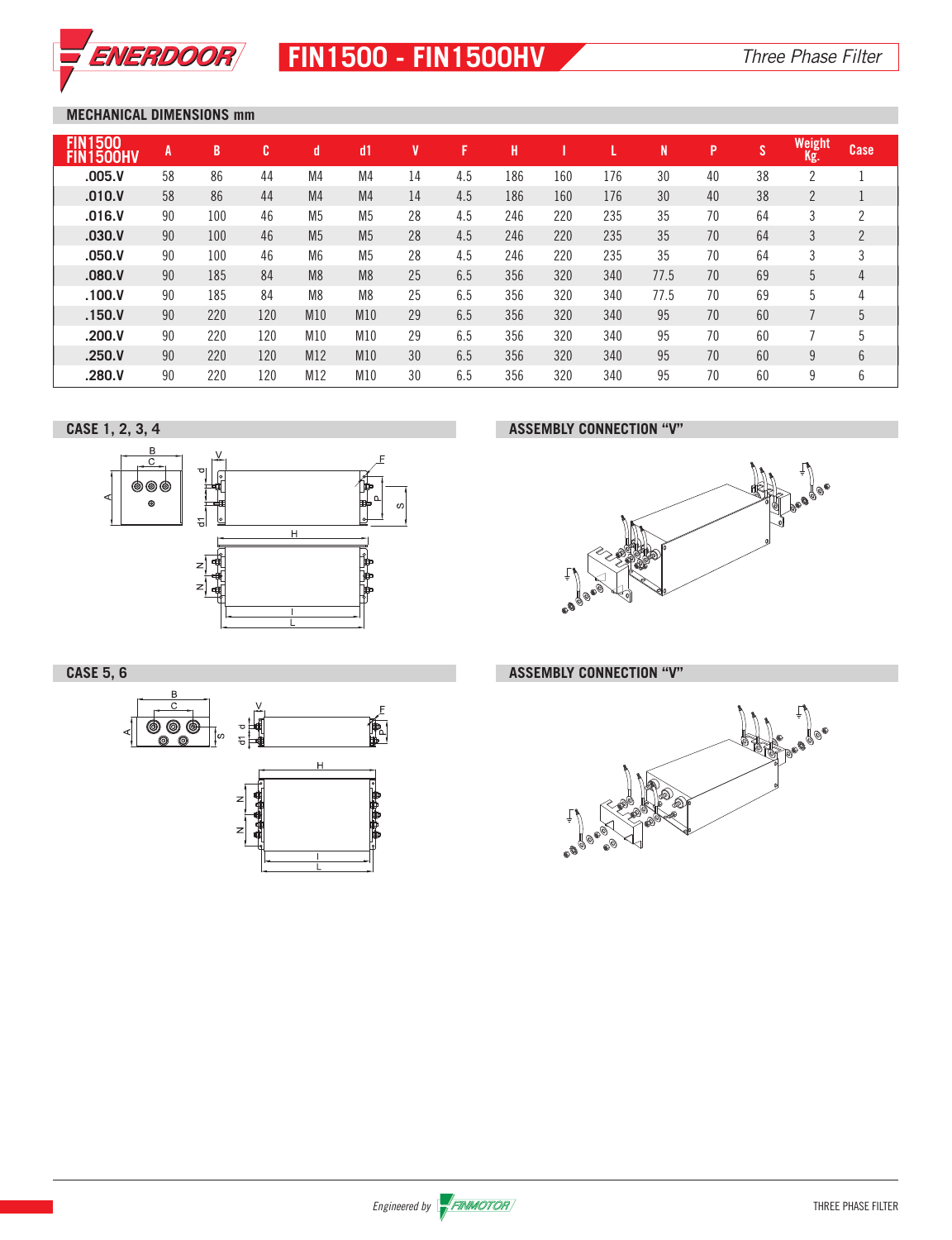# FIN1500 - FIN1500HV

*Three Phase Filter*

## MECHANICAL DIMENSIONS mm

| FIN1500 FIN1500HV | A | B | C | d | d1 | V | F | H | I | L | N | P | S | Weight Kg. | Case |
|---|---|---|---|---|---|---|---|---|---|---|---|---|---|---|---|
| .005.V | 58 | 86 | 44 | M4 | M4 | 14 | 4.5 | 186 | 160 | 176 | 30 | 40 | 38 | 2 | 1 |
| .010.V | 58 | 86 | 44 | M4 | M4 | 14 | 4.5 | 186 | 160 | 176 | 30 | 40 | 38 | 2 | 1 |
| .016.V | 90 | 100 | 46 | M5 | M5 | 28 | 4.5 | 246 | 220 | 235 | 35 | 70 | 64 | 3 | 2 |
| .030.V | 90 | 100 | 46 | M5 | M5 | 28 | 4.5 | 246 | 220 | 235 | 35 | 70 | 64 | 3 | 2 |
| .050.V | 90 | 100 | 46 | M6 | M5 | 28 | 4.5 | 246 | 220 | 235 | 35 | 70 | 64 | 3 | 3 |
| .080.V | 90 | 185 | 84 | M8 | M8 | 25 | 6.5 | 356 | 320 | 340 | 77.5 | 70 | 69 | 5 | 4 |
| .100.V | 90 | 185 | 84 | M8 | M8 | 25 | 6.5 | 356 | 320 | 340 | 77.5 | 70 | 69 | 5 | 4 |
| .150.V | 90 | 220 | 120 | M10 | M10 | 29 | 6.5 | 356 | 320 | 340 | 95 | 70 | 60 | 7 | 5 |
| .200.V | 90 | 220 | 120 | M10 | M10 | 29 | 6.5 | 356 | 320 | 340 | 95 | 70 | 60 | 7 | 5 |
| .250.V | 90 | 220 | 120 | M12 | M10 | 30 | 6.5 | 356 | 320 | 340 | 95 | 70 | 60 | 9 | 6 |
| .280.V | 90 | 220 | 120 | M12 | M10 | 30 | 6.5 | 356 | 320 | 340 | 95 | 70 | 60 | 9 | 6 |

## CASE 1, 2, 3, 4

## ASSEMBLY CONNECTION "V"

## CASE 5, 6

## ASSEMBLY CONNECTION "V"

*Engineered by* FINMOTOR

THREE PHASE FILTER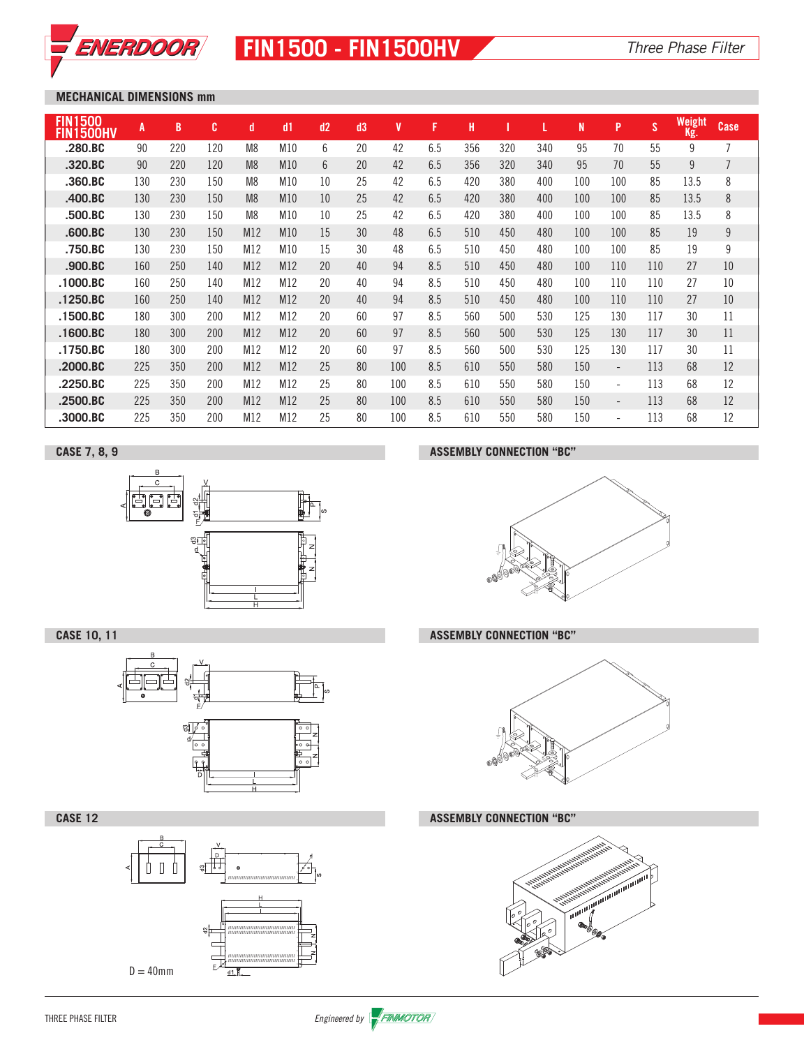# FIN1500 - FIN1500HV

*Three Phase Filter*

## MECHANICAL DIMENSIONS mm

| FIN1500 FIN1500HV | A | B | C | d | d1 | d2 | d3 | V | F | H | I | L | N | P | S | Weight Kg. | Case |
|---|---|---|---|---|---|---|---|---|---|---|---|---|---|---|---|---|---|
| .280.BC | 90 | 220 | 120 | M8 | M10 | 6 | 20 | 42 | 6.5 | 356 | 320 | 340 | 95 | 70 | 55 | 9 | 7 |
| .320.BC | 90 | 220 | 120 | M8 | M10 | 6 | 20 | 42 | 6.5 | 356 | 320 | 340 | 95 | 70 | 55 | 9 | 7 |
| .360.BC | 130 | 230 | 150 | M8 | M10 | 10 | 25 | 42 | 6.5 | 420 | 380 | 400 | 100 | 100 | 85 | 13.5 | 8 |
| .400.BC | 130 | 230 | 150 | M8 | M10 | 10 | 25 | 42 | 6.5 | 420 | 380 | 400 | 100 | 100 | 85 | 13.5 | 8 |
| .500.BC | 130 | 230 | 150 | M8 | M10 | 10 | 25 | 42 | 6.5 | 420 | 380 | 400 | 100 | 100 | 85 | 13.5 | 8 |
| .600.BC | 130 | 230 | 150 | M12 | M10 | 15 | 30 | 48 | 6.5 | 510 | 450 | 480 | 100 | 100 | 85 | 19 | 9 |
| .750.BC | 130 | 230 | 150 | M12 | M10 | 15 | 30 | 48 | 6.5 | 510 | 450 | 480 | 100 | 100 | 85 | 19 | 9 |
| .900.BC | 160 | 250 | 140 | M12 | M12 | 20 | 40 | 94 | 8.5 | 510 | 450 | 480 | 100 | 110 | 110 | 27 | 10 |
| .1000.BC | 160 | 250 | 140 | M12 | M12 | 20 | 40 | 94 | 8.5 | 510 | 450 | 480 | 100 | 110 | 110 | 27 | 10 |
| .1250.BC | 160 | 250 | 140 | M12 | M12 | 20 | 40 | 94 | 8.5 | 510 | 450 | 480 | 100 | 110 | 110 | 27 | 10 |
| .1500.BC | 180 | 300 | 200 | M12 | M12 | 20 | 60 | 97 | 8.5 | 560 | 500 | 530 | 125 | 130 | 117 | 30 | 11 |
| .1600.BC | 180 | 300 | 200 | M12 | M12 | 20 | 60 | 97 | 8.5 | 560 | 500 | 530 | 125 | 130 | 117 | 30 | 11 |
| .1750.BC | 180 | 300 | 200 | M12 | M12 | 20 | 60 | 97 | 8.5 | 560 | 500 | 530 | 125 | 130 | 117 | 30 | 11 |
| .2000.BC | 225 | 350 | 200 | M12 | M12 | 25 | 80 | 100 | 8.5 | 610 | 550 | 580 | 150 | - | 113 | 68 | 12 |
| .2250.BC | 225 | 350 | 200 | M12 | M12 | 25 | 80 | 100 | 8.5 | 610 | 550 | 580 | 150 | - | 113 | 68 | 12 |
| .2500.BC | 225 | 350 | 200 | M12 | M12 | 25 | 80 | 100 | 8.5 | 610 | 550 | 580 | 150 | - | 113 | 68 | 12 |
| .3000.BC | 225 | 350 | 200 | M12 | M12 | 25 | 80 | 100 | 8.5 | 610 | 550 | 580 | 150 | - | 113 | 68 | 12 |

## CASE 7, 8, 9

## ASSEMBLY CONNECTION "BC"

## CASE 10, 11

## ASSEMBLY CONNECTION "BC"

## CASE 12

D = 40mm

## ASSEMBLY CONNECTION "BC"

THREE PHASE FILTER

*Engineered by* FINMOTOR